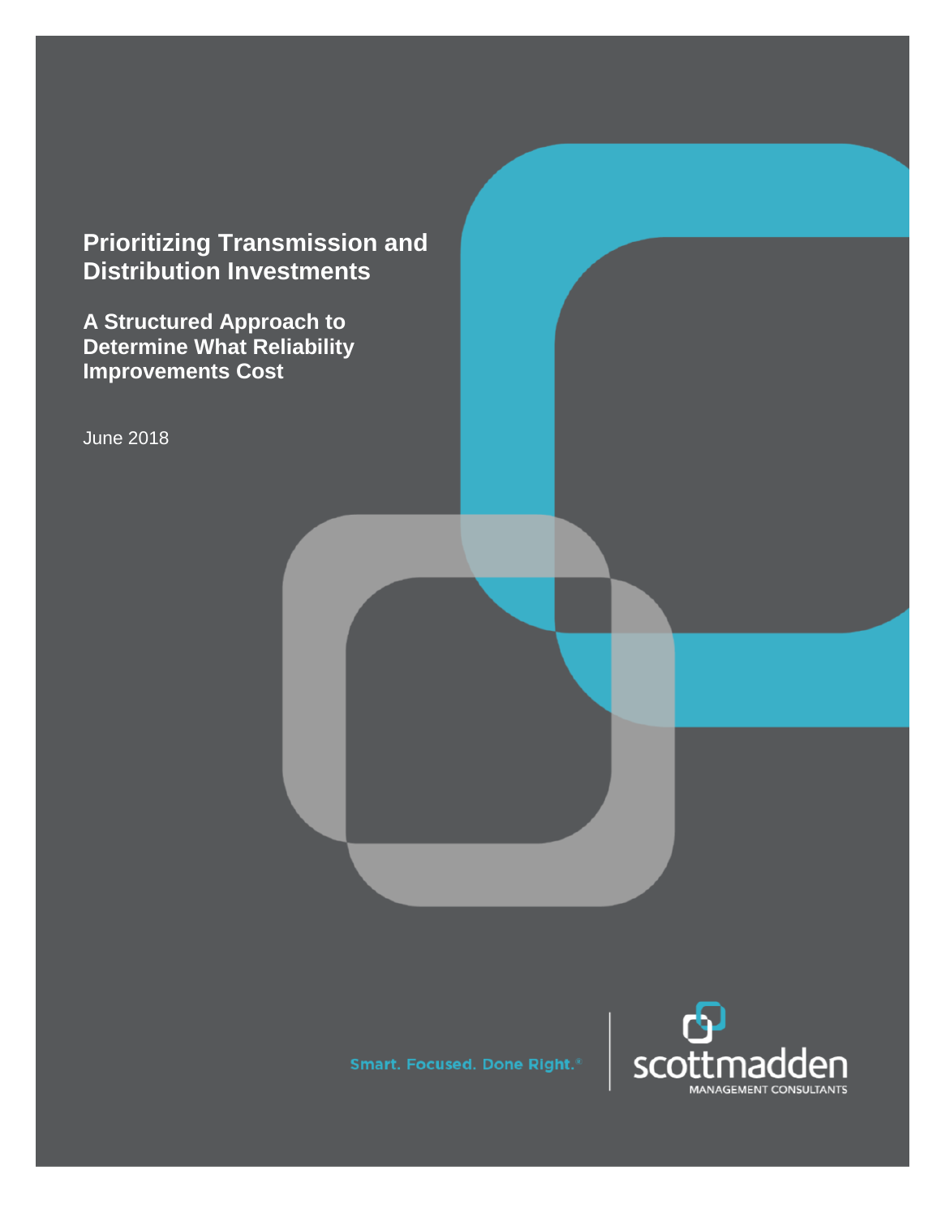# Prioritizing Transmission and Distribution Investments

## A Structured Approach to Determine What Reliability Improvements Cost

June 2018

Smart. Focused. Done Right.®

scottmadden

MANAGEMENT CONSULTANTS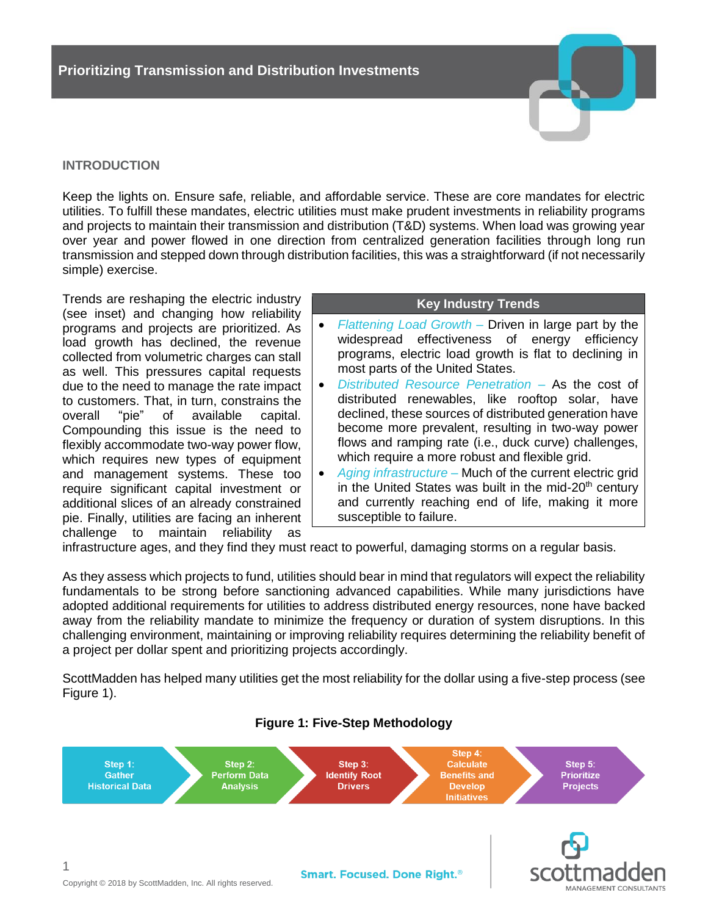## INTRODUCTION

Keep the lights on. Ensure safe, reliable, and affordable service. These are core mandates for electric utilities. To fulfill these mandates, electric utilities must make prudent investments in reliability programs and projects to maintain their transmission and distribution (T&D) systems. When load was growing year over year and power flowed in one direction from centralized generation facilities through long run transmission and stepped down through distribution facilities, this was a straightforward (if not necessarily simple) exercise.

Trends are reshaping the electric industry (see inset) and changing how reliability programs and projects are prioritized. As load growth has declined, the revenue collected from volumetric charges can stall as well. This pressures capital requests due to the need to manage the rate impact to customers. That, in turn, constrains the overall "pie" of available capital. Compounding this issue is the need to flexibly accommodate two-way power flow, which requires new types of equipment and management systems. These too require significant capital investment or additional slices of an already constrained pie. Finally, utilities are facing an inherent challenge to maintain reliability as infrastructure ages, and they find they must react to powerful, damaging storms on a regular basis.

**Key Industry Trends**

- *Flattening Load Growth –* Driven in large part by the widespread effectiveness of energy efficiency programs, electric load growth is flat to declining in most parts of the United States.
- *Distributed Resource Penetration –* As the cost of distributed renewables, like rooftop solar, have declined, these sources of distributed generation have become more prevalent, resulting in two-way power flows and ramping rate (i.e., duck curve) challenges, which require a more robust and flexible grid.
- *Aging infrastructure –* Much of the current electric grid in the United States was built in the mid-20th century and currently reaching end of life, making it more susceptible to failure.

As they assess which projects to fund, utilities should bear in mind that regulators will expect the reliability fundamentals to be strong before sanctioning advanced capabilities. While many jurisdictions have adopted additional requirements for utilities to address distributed energy resources, none have backed away from the reliability mandate to minimize the frequency or duration of system disruptions. In this challenging environment, maintaining or improving reliability requires determining the reliability benefit of a project per dollar spent and prioritizing projects accordingly.

ScottMadden has helped many utilities get the most reliability for the dollar using a five-step process (see Figure 1).

**Figure 1: Five-Step Methodology**

Step 1: Gather Historical Data → Step 2: Perform Data Analysis → Step 3: Identify Root Drivers → Step 4: Calculate Benefits and Develop Initiatives → Step 5: Prioritize Projects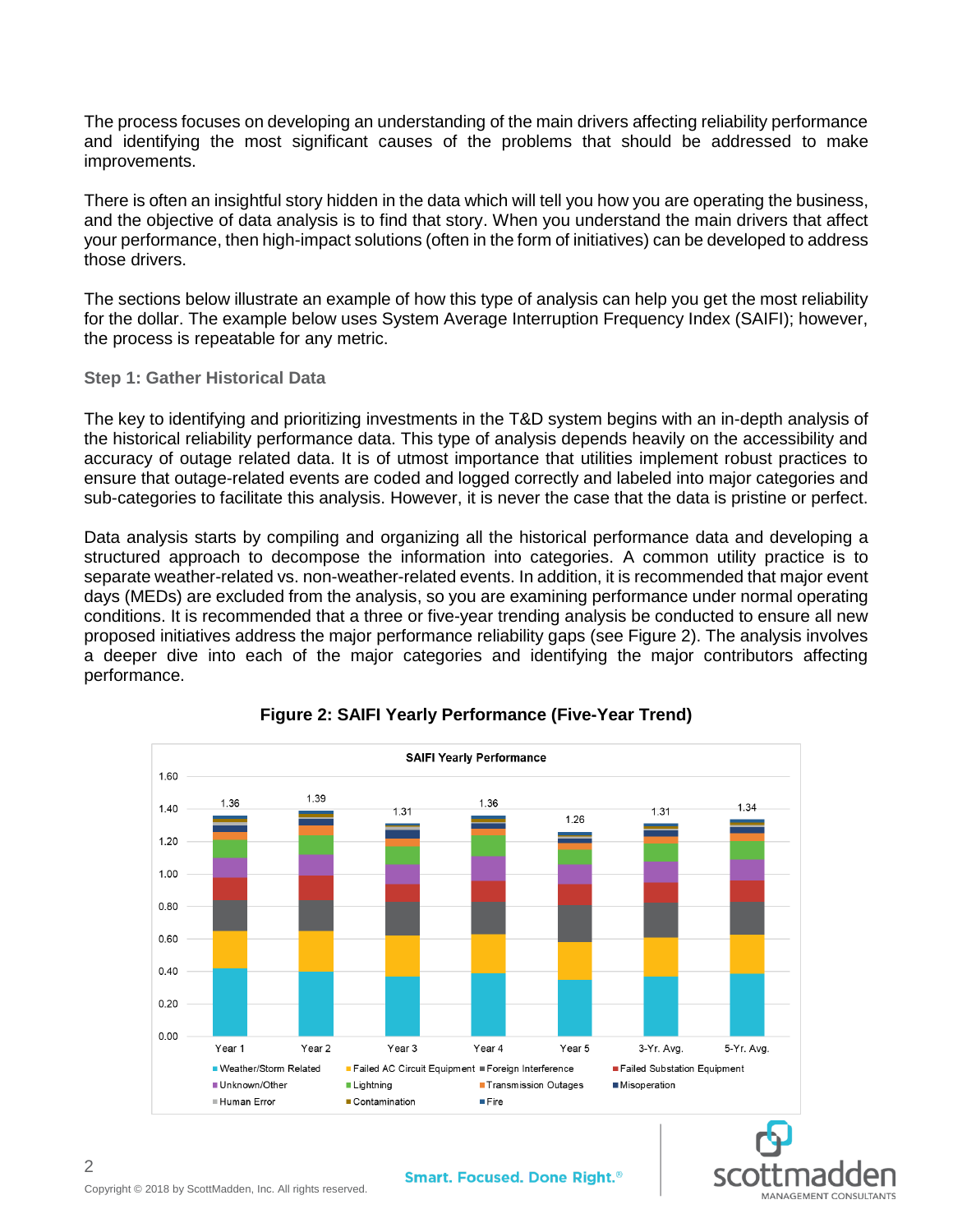The process focuses on developing an understanding of the main drivers affecting reliability performance and identifying the most significant causes of the problems that should be addressed to make improvements.

There is often an insightful story hidden in the data which will tell you how you are operating the business, and the objective of data analysis is to find that story. When you understand the main drivers that affect your performance, then high-impact solutions (often in the form of initiatives) can be developed to address those drivers.

The sections below illustrate an example of how this type of analysis can help you get the most reliability for the dollar. The example below uses System Average Interruption Frequency Index (SAIFI); however, the process is repeatable for any metric.

### Step 1: Gather Historical Data

The key to identifying and prioritizing investments in the T&D system begins with an in-depth analysis of the historical reliability performance data. This type of analysis depends heavily on the accessibility and accuracy of outage related data. It is of utmost importance that utilities implement robust practices to ensure that outage-related events are coded and logged correctly and labeled into major categories and sub-categories to facilitate this analysis. However, it is never the case that the data is pristine or perfect.

Data analysis starts by compiling and organizing all the historical performance data and developing a structured approach to decompose the information into categories. A common utility practice is to separate weather-related vs. non-weather-related events. In addition, it is recommended that major event days (MEDs) are excluded from the analysis, so you are examining performance under normal operating conditions. It is recommended that a three or five-year trending analysis be conducted to ensure all new proposed initiatives address the major performance reliability gaps (see Figure 2). The analysis involves a deeper dive into each of the major categories and identifying the major contributors affecting performance.

**Figure 2: SAIFI Yearly Performance (Five-Year Trend)**

SAIFI Yearly Performance

| | Year 1 | Year 2 | Year 3 | Year 4 | Year 5 | 3-Yr. Avg. | 5-Yr. Avg. |
|---|---|---|---|---|---|---|---|
| Total SAIFI | 1.36 | 1.39 | 1.31 | 1.36 | 1.26 | 1.31 | 1.34 |

Legend: Weather/Storm Related, Failed AC Circuit Equipment, Foreign Interference, Failed Substation Equipment, Unknown/Other, Lightning, Transmission Outages, Misoperation, Human Error, Contamination, Fire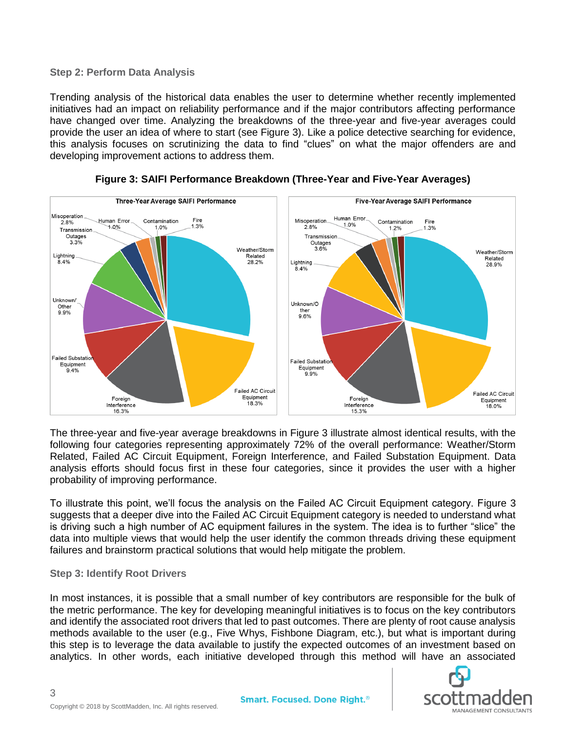### Step 2: Perform Data Analysis

Trending analysis of the historical data enables the user to determine whether recently implemented initiatives had an impact on reliability performance and if the major contributors affecting performance have changed over time. Analyzing the breakdowns of the three-year and five-year averages could provide the user an idea of where to start (see Figure 3). Like a police detective searching for evidence, this analysis focuses on scrutinizing the data to find "clues" on what the major offenders are and developing improvement actions to address them.

**Figure 3: SAIFI Performance Breakdown (Three-Year and Five-Year Averages)**

| Category | Three-Year Average SAIFI Performance | Five-Year Average SAIFI Performance |
|---|---|---|
| Weather/Storm Related | 28.2% | 28.9% |
| Failed AC Circuit Equipment | 18.3% | 18.0% |
| Foreign Interference | 16.3% | 15.3% |
| Failed Substation Equipment | 9.4% | 9.9% |
| Unknown/Other | 9.9% | 9.6% |
| Lightning | 8.4% | 8.4% |
| Transmission Outages | 3.3% | 3.6% |
| Misoperation | 2.8% | 2.8% |
| Human Error | 1.0% | 1.0% |
| Contamination | 1.0% | 1.2% |
| Fire | 1.3% | 1.3% |

The three-year and five-year average breakdowns in Figure 3 illustrate almost identical results, with the following four categories representing approximately 72% of the overall performance: Weather/Storm Related, Failed AC Circuit Equipment, Foreign Interference, and Failed Substation Equipment. Data analysis efforts should focus first in these four categories, since it provides the user with a higher probability of improving performance.

To illustrate this point, we'll focus the analysis on the Failed AC Circuit Equipment category. Figure 3 suggests that a deeper dive into the Failed AC Circuit Equipment category is needed to understand what is driving such a high number of AC equipment failures in the system. The idea is to further "slice" the data into multiple views that would help the user identify the common threads driving these equipment failures and brainstorm practical solutions that would help mitigate the problem.

### Step 3: Identify Root Drivers

In most instances, it is possible that a small number of key contributors are responsible for the bulk of the metric performance. The key for developing meaningful initiatives is to focus on the key contributors and identify the associated root drivers that led to past outcomes. There are plenty of root cause analysis methods available to the user (e.g., Five Whys, Fishbone Diagram, etc.), but what is important during this step is to leverage the data available to justify the expected outcomes of an investment based on analytics. In other words, each initiative developed through this method will have an associated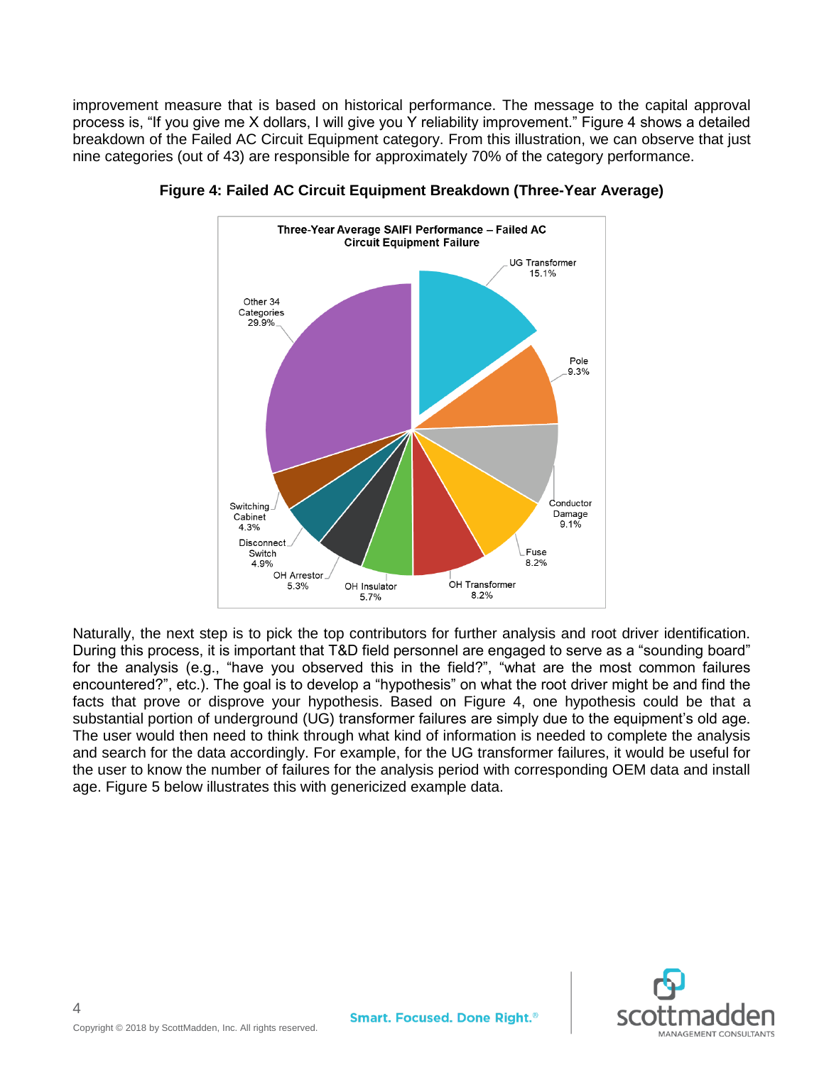improvement measure that is based on historical performance. The message to the capital approval process is, "If you give me X dollars, I will give you Y reliability improvement." Figure 4 shows a detailed breakdown of the Failed AC Circuit Equipment category. From this illustration, we can observe that just nine categories (out of 43) are responsible for approximately 70% of the category performance.

**Figure 4: Failed AC Circuit Equipment Breakdown (Three-Year Average)**

Three-Year Average SAIFI Performance – Failed AC Circuit Equipment Failure

| Category | Share |
|---|---|
| UG Transformer | 15.1% |
| Pole | 9.3% |
| Conductor Damage | 9.1% |
| Fuse | 8.2% |
| OH Transformer | 8.2% |
| OH Insulator | 5.7% |
| OH Arrestor | 5.3% |
| Disconnect Switch | 4.9% |
| Switching Cabinet | 4.3% |
| Other 34 Categories | 29.9% |

Naturally, the next step is to pick the top contributors for further analysis and root driver identification. During this process, it is important that T&D field personnel are engaged to serve as a "sounding board" for the analysis (e.g., "have you observed this in the field?", "what are the most common failures encountered?", etc.). The goal is to develop a "hypothesis" on what the root driver might be and find the facts that prove or disprove your hypothesis. Based on Figure 4, one hypothesis could be that a substantial portion of underground (UG) transformer failures are simply due to the equipment's old age. The user would then need to think through what kind of information is needed to complete the analysis and search for the data accordingly. For example, for the UG transformer failures, it would be useful for the user to know the number of failures for the analysis period with corresponding OEM data and install age. Figure 5 below illustrates this with genericized example data.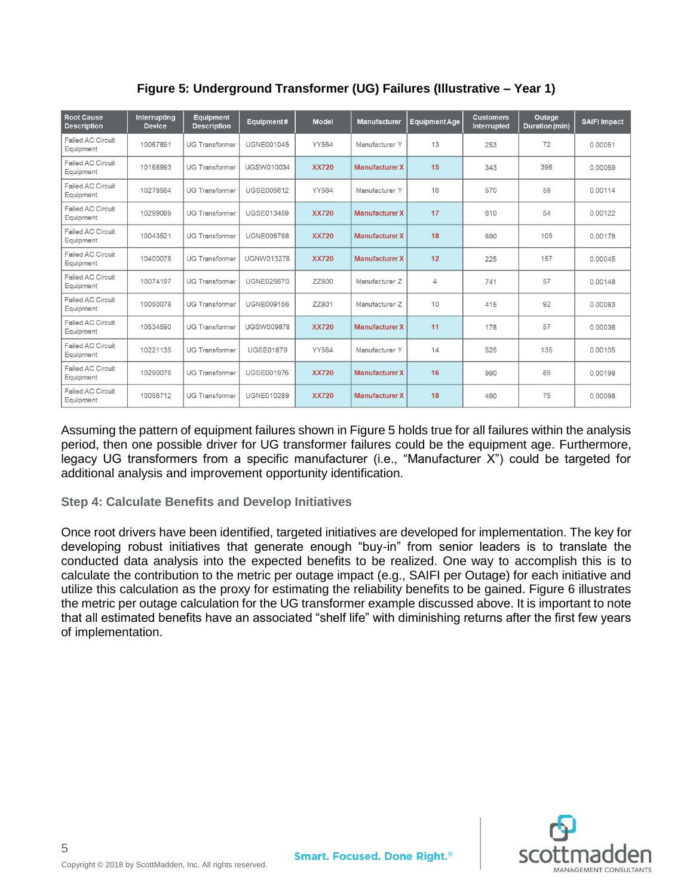**Figure 5: Underground Transformer (UG) Failures (Illustrative – Year 1)**

| Root Cause Description | Interrupting Device | Equipment Description | Equipment # | Model | Manufacturer | Equipment Age | Customers Interrupted | Outage Duration (min) | SAIFI Impact |
|---|---|---|---|---|---|---|---|---|---|
| Failed AC Circuit Equipment | 10067891 | UG Transformer | UGNE001045 | YY564 | Manufacturer Y | 13 | 253 | 72 | 0.00051 |
| Failed AC Circuit Equipment | 10168993 | UG Transformer | UGSW010034 | **XX720** | **Manufacturer X** | **15** | 343 | 396 | 0.00069 |
| Failed AC Circuit Equipment | 10278564 | UG Transformer | UGSE005612 | YY564 | Manufacturer Y | 16 | 570 | 59 | 0.00114 |
| Failed AC Circuit Equipment | 10299089 | UG Transformer | UGSE013459 | **XX720** | **Manufacturer X** | **17** | 610 | 54 | 0.00122 |
| Failed AC Circuit Equipment | 10043521 | UG Transformer | UGNE006798 | **XX720** | **Manufacturer X** | **18** | 890 | 105 | 0.00178 |
| Failed AC Circuit Equipment | 10400078 | UG Transformer | UGNW013278 | **XX720** | **Manufacturer X** | **12** | 225 | 157 | 0.00045 |
| Failed AC Circuit Equipment | 10074197 | UG Transformer | UGNE025670 | ZZ800 | Manufacturer Z | 4 | 741 | 57 | 0.00148 |
| Failed AC Circuit Equipment | 10050078 | UG Transformer | UGNE009156 | ZZ801 | Manufacturer Z | 10 | 415 | 92 | 0.00083 |
| Failed AC Circuit Equipment | 10534590 | UG Transformer | UGSW009878 | **XX720** | **Manufacturer X** | **11** | 178 | 57 | 0.00036 |
| Failed AC Circuit Equipment | 10221135 | UG Transformer | UGSE01879 | YY564 | Manufacturer Y | 14 | 525 | 135 | 0.00105 |
| Failed AC Circuit Equipment | 10290078 | UG Transformer | UGSE001976 | **XX720** | **Manufacturer X** | **16** | 990 | 89 | 0.00198 |
| Failed AC Circuit Equipment | 10056712 | UG Transformer | UGNE010289 | **XX720** | **Manufacturer X** | **18** | 490 | 75 | 0.00098 |

Assuming the pattern of equipment failures shown in Figure 5 holds true for all failures within the analysis period, then one possible driver for UG transformer failures could be the equipment age. Furthermore, legacy UG transformers from a specific manufacturer (i.e., "Manufacturer X") could be targeted for additional analysis and improvement opportunity identification.

### Step 4: Calculate Benefits and Develop Initiatives

Once root drivers have been identified, targeted initiatives are developed for implementation. The key for developing robust initiatives that generate enough "buy-in" from senior leaders is to translate the conducted data analysis into the expected benefits to be realized. One way to accomplish this is to calculate the contribution to the metric per outage impact (e.g., SAIFI per Outage) for each initiative and utilize this calculation as the proxy for estimating the reliability benefits to be gained. Figure 6 illustrates the metric per outage calculation for the UG transformer example discussed above. It is important to note that all estimated benefits have an associated "shelf life" with diminishing returns after the first few years of implementation.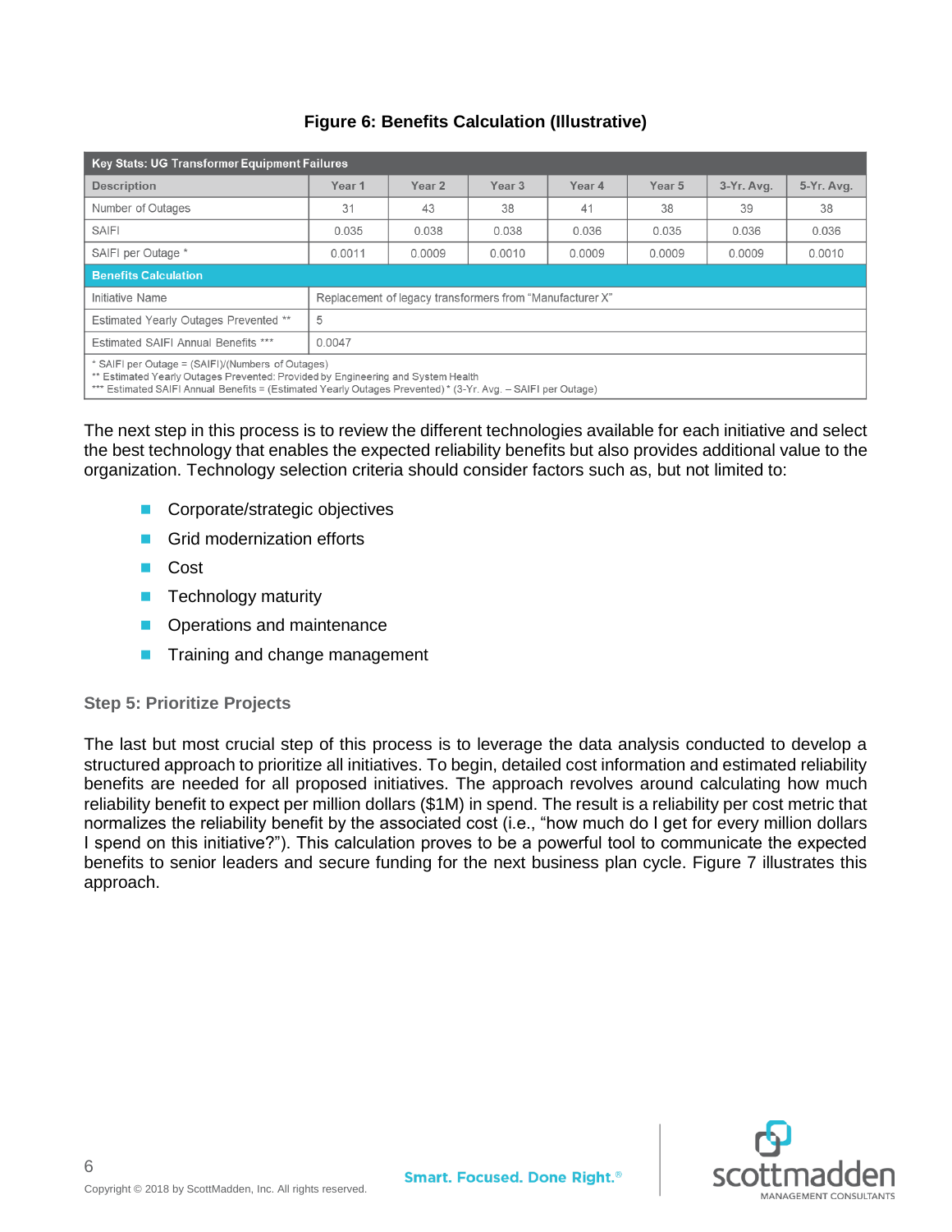**Figure 6: Benefits Calculation (Illustrative)**

| Key Stats: UG Transformer Equipment Failures | | | | | | | |
|---|---|---|---|---|---|---|---|
| Description | Year 1 | Year 2 | Year 3 | Year 4 | Year 5 | 3-Yr. Avg. | 5-Yr. Avg. |
| Number of Outages | 31 | 43 | 38 | 41 | 38 | 39 | 38 |
| SAIFI | 0.035 | 0.038 | 0.038 | 0.036 | 0.035 | 0.036 | 0.036 |
| SAIFI per Outage * | 0.0011 | 0.0009 | 0.0010 | 0.0009 | 0.0009 | 0.0009 | 0.0010 |
| **Benefits Calculation** | | | | | | | |
| Initiative Name | Replacement of legacy transformers from "Manufacturer X" | | | | | | |
| Estimated Yearly Outages Prevented ** | 5 | | | | | | |
| Estimated SAIFI Annual Benefits *** | 0.0047 | | | | | | |

\* SAIFI per Outage = (SAIFI)/(Numbers of Outages)
** Estimated Yearly Outages Prevented: Provided by Engineering and System Health
*** Estimated SAIFI Annual Benefits = (Estimated Yearly Outages Prevented) * (3-Yr. Avg. – SAIFI per Outage)

The next step in this process is to review the different technologies available for each initiative and select the best technology that enables the expected reliability benefits but also provides additional value to the organization. Technology selection criteria should consider factors such as, but not limited to:

- Corporate/strategic objectives
- Grid modernization efforts
- Cost
- Technology maturity
- Operations and maintenance
- Training and change management

### Step 5: Prioritize Projects

The last but most crucial step of this process is to leverage the data analysis conducted to develop a structured approach to prioritize all initiatives. To begin, detailed cost information and estimated reliability benefits are needed for all proposed initiatives. The approach revolves around calculating how much reliability benefit to expect per million dollars ($1M) in spend. The result is a reliability per cost metric that normalizes the reliability benefit by the associated cost (i.e., "how much do I get for every million dollars I spend on this initiative?"). This calculation proves to be a powerful tool to communicate the expected benefits to senior leaders and secure funding for the next business plan cycle. Figure 7 illustrates this approach.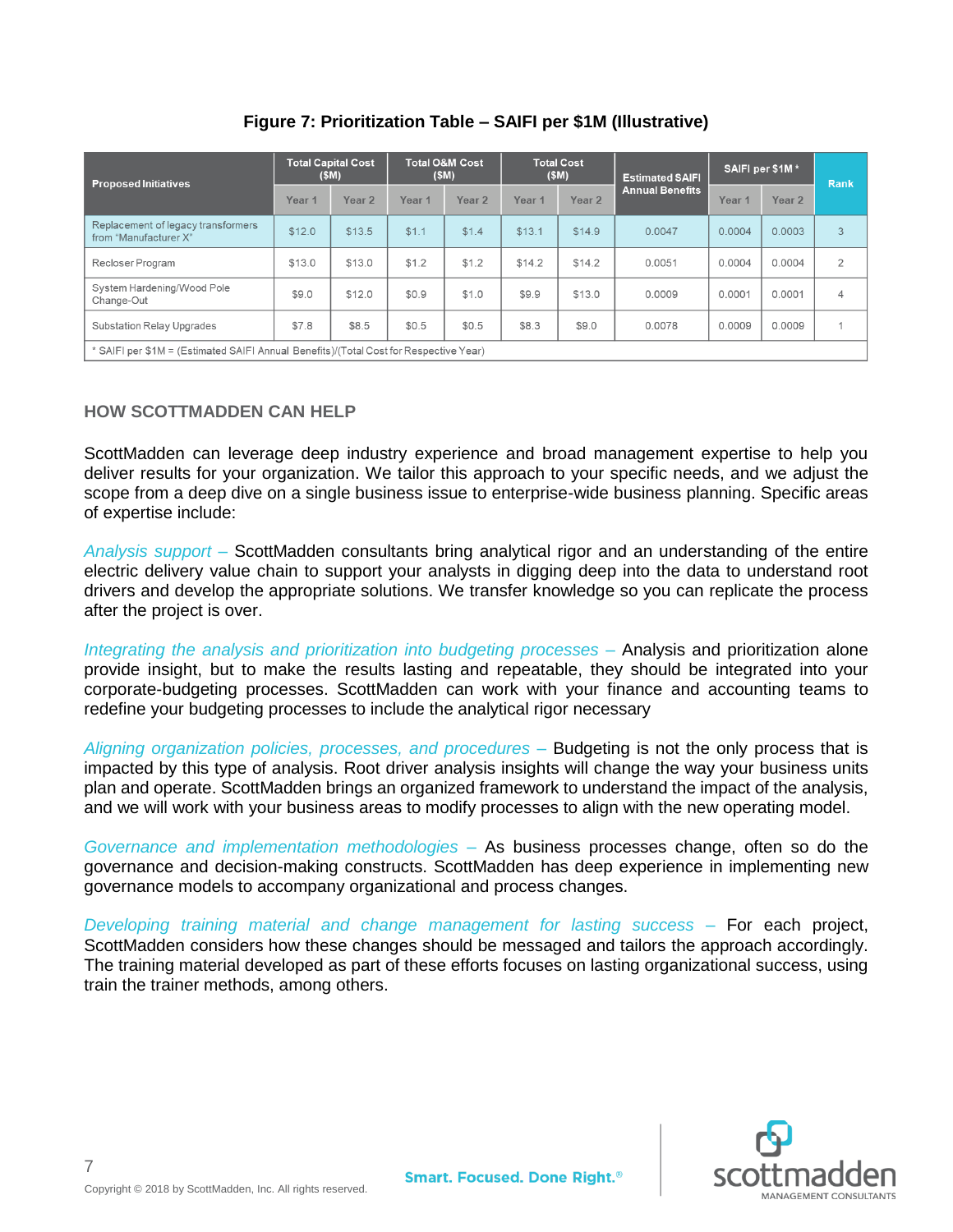**Figure 7: Prioritization Table – SAIFI per $1M (Illustrative)**

| Proposed Initiatives | Total Capital Cost ($M) | | Total O&M Cost ($M) | | Total Cost ($M) | | Estimated SAIFI Annual Benefits | SAIFI per $1M * | | Rank |
|---|---|---|---|---|---|---|---|---|---|---|
| | Year 1 | Year 2 | Year 1 | Year 2 | Year 1 | Year 2 | | Year 1 | Year 2 | |
| Replacement of legacy transformers from "Manufacturer X" | $12.0 | $13.5 | $1.1 | $1.4 | $13.1 | $14.9 | 0.0047 | 0.0004 | 0.0003 | 3 |
| Recloser Program | $13.0 | $13.0 | $1.2 | $1.2 | $14.2 | $14.2 | 0.0051 | 0.0004 | 0.0004 | 2 |
| System Hardening/Wood Pole Change-Out | $9.0 | $12.0 | $0.9 | $1.0 | $9.9 | $13.0 | 0.0009 | 0.0001 | 0.0001 | 4 |
| Substation Relay Upgrades | $7.8 | $8.5 | $0.5 | $0.5 | $8.3 | $9.0 | 0.0078 | 0.0009 | 0.0009 | 1 |

* SAIFI per $1M = (Estimated SAIFI Annual Benefits)/(Total Cost for Respective Year)

## HOW SCOTTMADDEN CAN HELP

ScottMadden can leverage deep industry experience and broad management expertise to help you deliver results for your organization. We tailor this approach to your specific needs, and we adjust the scope from a deep dive on a single business issue to enterprise-wide business planning. Specific areas of expertise include:

*Analysis support –* ScottMadden consultants bring analytical rigor and an understanding of the entire electric delivery value chain to support your analysts in digging deep into the data to understand root drivers and develop the appropriate solutions. We transfer knowledge so you can replicate the process after the project is over.

*Integrating the analysis and prioritization into budgeting processes –* Analysis and prioritization alone provide insight, but to make the results lasting and repeatable, they should be integrated into your corporate-budgeting processes. ScottMadden can work with your finance and accounting teams to redefine your budgeting processes to include the analytical rigor necessary

*Aligning organization policies, processes, and procedures –* Budgeting is not the only process that is impacted by this type of analysis. Root driver analysis insights will change the way your business units plan and operate. ScottMadden brings an organized framework to understand the impact of the analysis, and we will work with your business areas to modify processes to align with the new operating model.

*Governance and implementation methodologies –* As business processes change, often so do the governance and decision-making constructs. ScottMadden has deep experience in implementing new governance models to accompany organizational and process changes.

*Developing training material and change management for lasting success –* For each project, ScottMadden considers how these changes should be messaged and tailors the approach accordingly. The training material developed as part of these efforts focuses on lasting organizational success, using train the trainer methods, among others.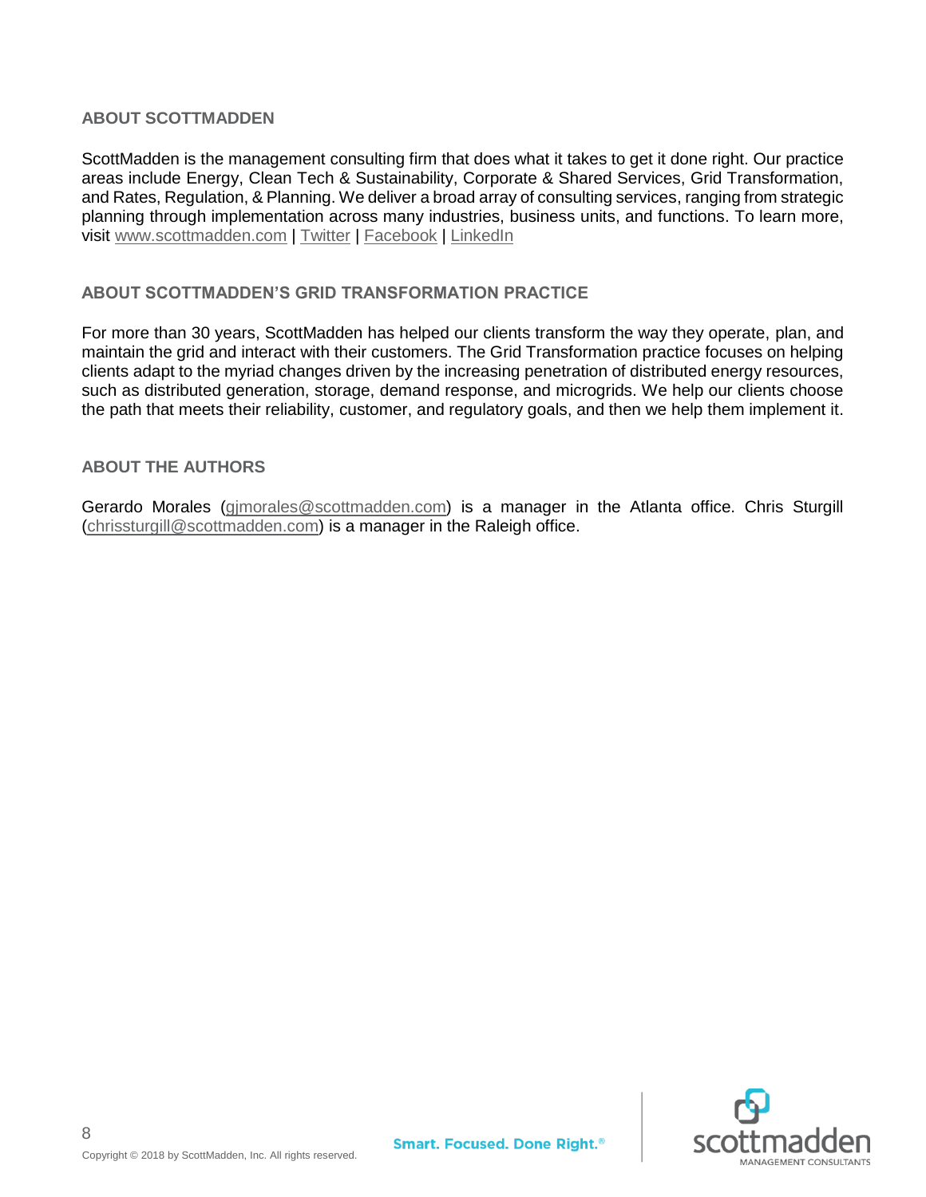## ABOUT SCOTTMADDEN

ScottMadden is the management consulting firm that does what it takes to get it done right. Our practice areas include Energy, Clean Tech & Sustainability, Corporate & Shared Services, Grid Transformation, and Rates, Regulation, & Planning. We deliver a broad array of consulting services, ranging from strategic planning through implementation across many industries, business units, and functions. To learn more, visit www.scottmadden.com | Twitter | Facebook | LinkedIn

## ABOUT SCOTTMADDEN'S GRID TRANSFORMATION PRACTICE

For more than 30 years, ScottMadden has helped our clients transform the way they operate, plan, and maintain the grid and interact with their customers. The Grid Transformation practice focuses on helping clients adapt to the myriad changes driven by the increasing penetration of distributed energy resources, such as distributed generation, storage, demand response, and microgrids. We help our clients choose the path that meets their reliability, customer, and regulatory goals, and then we help them implement it.

## ABOUT THE AUTHORS

Gerardo Morales (gjmorales@scottmadden.com) is a manager in the Atlanta office. Chris Sturgill (chrissturgill@scottmadden.com) is a manager in the Raleigh office.